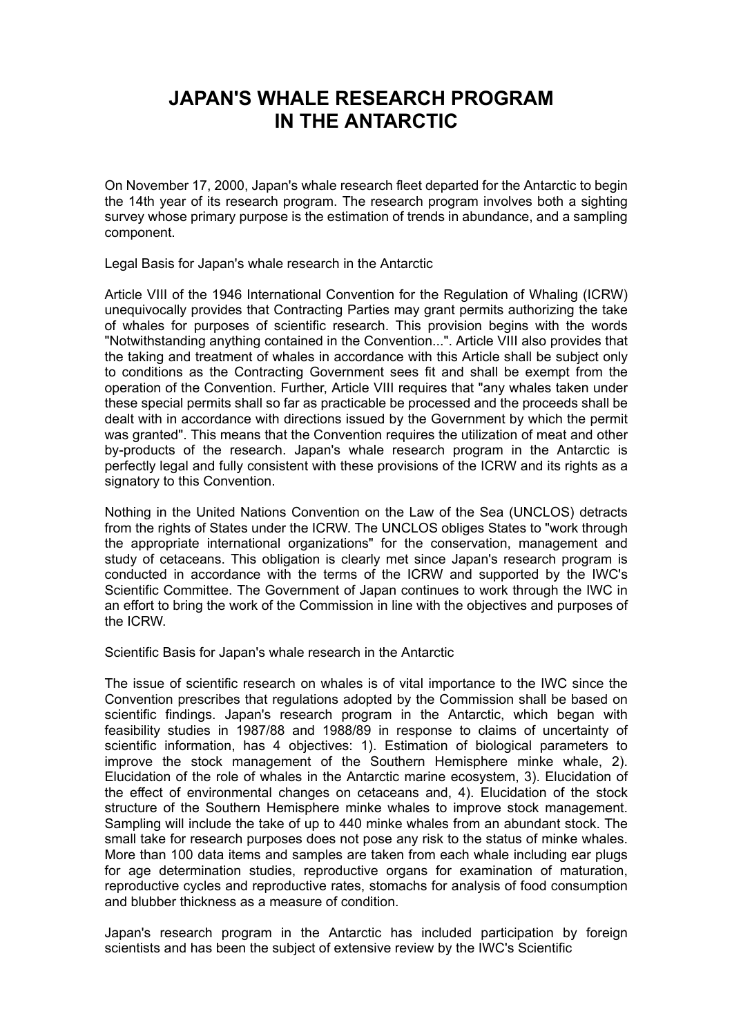# JAPAN'S WHALE RESEARCH PROGRAM IN THE ANTARCTIC

On November 17, 2000, Japan's whale research fleet departed for the Antarctic to begin the 14th year of its research program. The research program involves both a sighting survey whose primary purpose is the estimation of trends in abundance, and a sampling component.

## Legal Basis for Japan's whale research in the Antarctic

Article VIII of the 1946 International Convention for the Regulation of Whaling (ICRW) unequivocally provides that Contracting Parties may grant permits authorizing the take of whales for purposes of scientific research. This provision begins with the words "Notwithstanding anything contained in the Convention...". Article VIII also provides that the taking and treatment of whales in accordance with this Article shall be subject only to conditions as the Contracting Government sees fit and shall be exempt from the operation of the Convention. Further, Article VIII requires that "any whales taken under these special permits shall so far as practicable be processed and the proceeds shall be dealt with in accordance with directions issued by the Government by which the permit was granted". This means that the Convention requires the utilization of meat and other by-products of the research. Japan's whale research program in the Antarctic is perfectly legal and fully consistent with these provisions of the ICRW and its rights as a signatory to this Convention.

Nothing in the United Nations Convention on the Law of the Sea (UNCLOS) detracts from the rights of States under the ICRW. The UNCLOS obliges States to "work through the appropriate international organizations" for the conservation, management and study of cetaceans. This obligation is clearly met since Japan's research program is conducted in accordance with the terms of the ICRW and supported by the IWC's Scientific Committee. The Government of Japan continues to work through the IWC in an effort to bring the work of the Commission in line with the objectives and purposes of the ICRW.

## Scientific Basis for Japan's whale research in the Antarctic

The issue of scientific research on whales is of vital importance to the IWC since the Convention prescribes that regulations adopted by the Commission shall be based on scientific findings. Japan's research program in the Antarctic, which began with feasibility studies in 1987/88 and 1988/89 in response to claims of uncertainty of scientific information, has 4 objectives: 1). Estimation of biological parameters to improve the stock management of the Southern Hemisphere minke whale, 2). Elucidation of the role of whales in the Antarctic marine ecosystem, 3). Elucidation of the effect of environmental changes on cetaceans and, 4). Elucidation of the stock structure of the Southern Hemisphere minke whales to improve stock management. Sampling will include the take of up to 440 minke whales from an abundant stock. The small take for research purposes does not pose any risk to the status of minke whales. More than 100 data items and samples are taken from each whale including ear plugs for age determination studies, reproductive organs for examination of maturation, reproductive cycles and reproductive rates, stomachs for analysis of food consumption and blubber thickness as a measure of condition.

Japan's research program in the Antarctic has included participation by foreign scientists and has been the subject of extensive review by the IWC's Scientific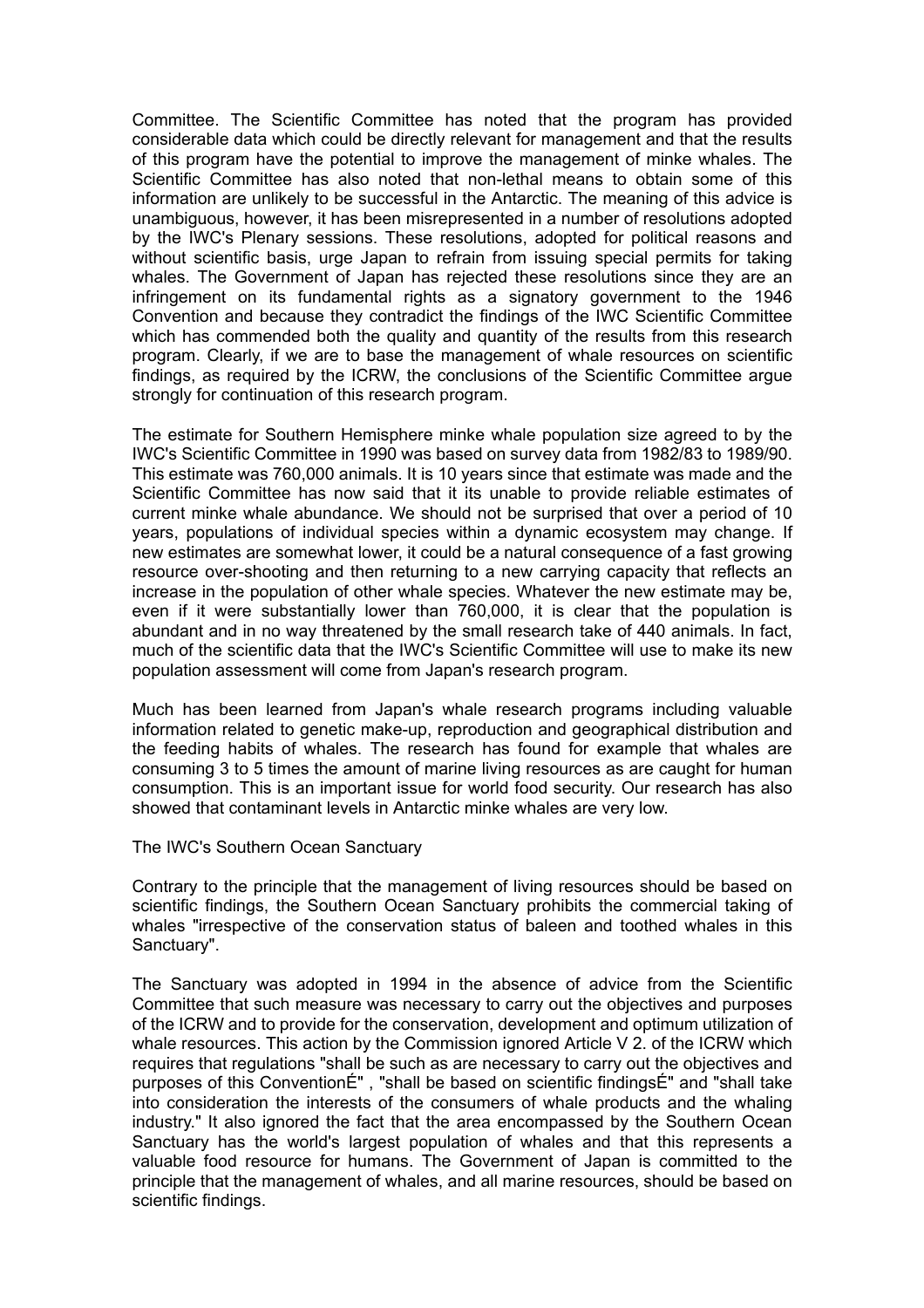Committee. The Scientific Committee has noted that the program has provided considerable data which could be directly relevant for management and that the results of this program have the potential to improve the management of minke whales. The Scientific Committee has also noted that non-lethal means to obtain some of this information are unlikely to be successful in the Antarctic. The meaning of this advice is unambiguous, however, it has been misrepresented in a number of resolutions adopted by the IWC's Plenary sessions. These resolutions, adopted for political reasons and without scientific basis, urge Japan to refrain from issuing special permits for taking whales. The Government of Japan has rejected these resolutions since they are an infringement on its fundamental rights as a signatory government to the 1946 Convention and because they contradict the findings of the IWC Scientific Committee which has commended both the quality and quantity of the results from this research program. Clearly, if we are to base the management of whale resources on scientific findings, as required by the ICRW, the conclusions of the Scientific Committee argue strongly for continuation of this research program.

The estimate for Southern Hemisphere minke whale population size agreed to by the IWC's Scientific Committee in 1990 was based on survey data from 1982/83 to 1989/90. This estimate was 760,000 animals. It is 10 years since that estimate was made and the Scientific Committee has now said that it its unable to provide reliable estimates of current minke whale abundance. We should not be surprised that over a period of 10 years, populations of individual species within a dynamic ecosystem may change. If new estimates are somewhat lower, it could be a natural consequence of a fast growing resource over-shooting and then returning to a new carrying capacity that reflects an increase in the population of other whale species. Whatever the new estimate may be, even if it were substantially lower than 760,000, it is clear that the population is abundant and in no way threatened by the small research take of 440 animals. In fact, much of the scientific data that the IWC's Scientific Committee will use to make its new population assessment will come from Japan's research program.

Much has been learned from Japan's whale research programs including valuable information related to genetic make-up, reproduction and geographical distribution and the feeding habits of whales. The research has found for example that whales are consuming 3 to 5 times the amount of marine living resources as are caught for human consumption. This is an important issue for world food security. Our research has also showed that contaminant levels in Antarctic minke whales are very low.

## The IWC's Southern Ocean Sanctuary

Contrary to the principle that the management of living resources should be based on scientific findings, the Southern Ocean Sanctuary prohibits the commercial taking of whales "irrespective of the conservation status of baleen and toothed whales in this Sanctuary".

The Sanctuary was adopted in 1994 in the absence of advice from the Scientific Committee that such measure was necessary to carry out the objectives and purposes of the ICRW and to provide for the conservation, development and optimum utilization of whale resources. This action by the Commission ignored Article V 2. of the ICRW which requires that regulations "shall be such as are necessary to carry out the objectives and purposes of this ConventionÉ" , "shall be based on scientific findingsÉ" and "shall take into consideration the interests of the consumers of whale products and the whaling industry." It also ignored the fact that the area encompassed by the Southern Ocean Sanctuary has the world's largest population of whales and that this represents a valuable food resource for humans. The Government of Japan is committed to the principle that the management of whales, and all marine resources, should be based on scientific findings.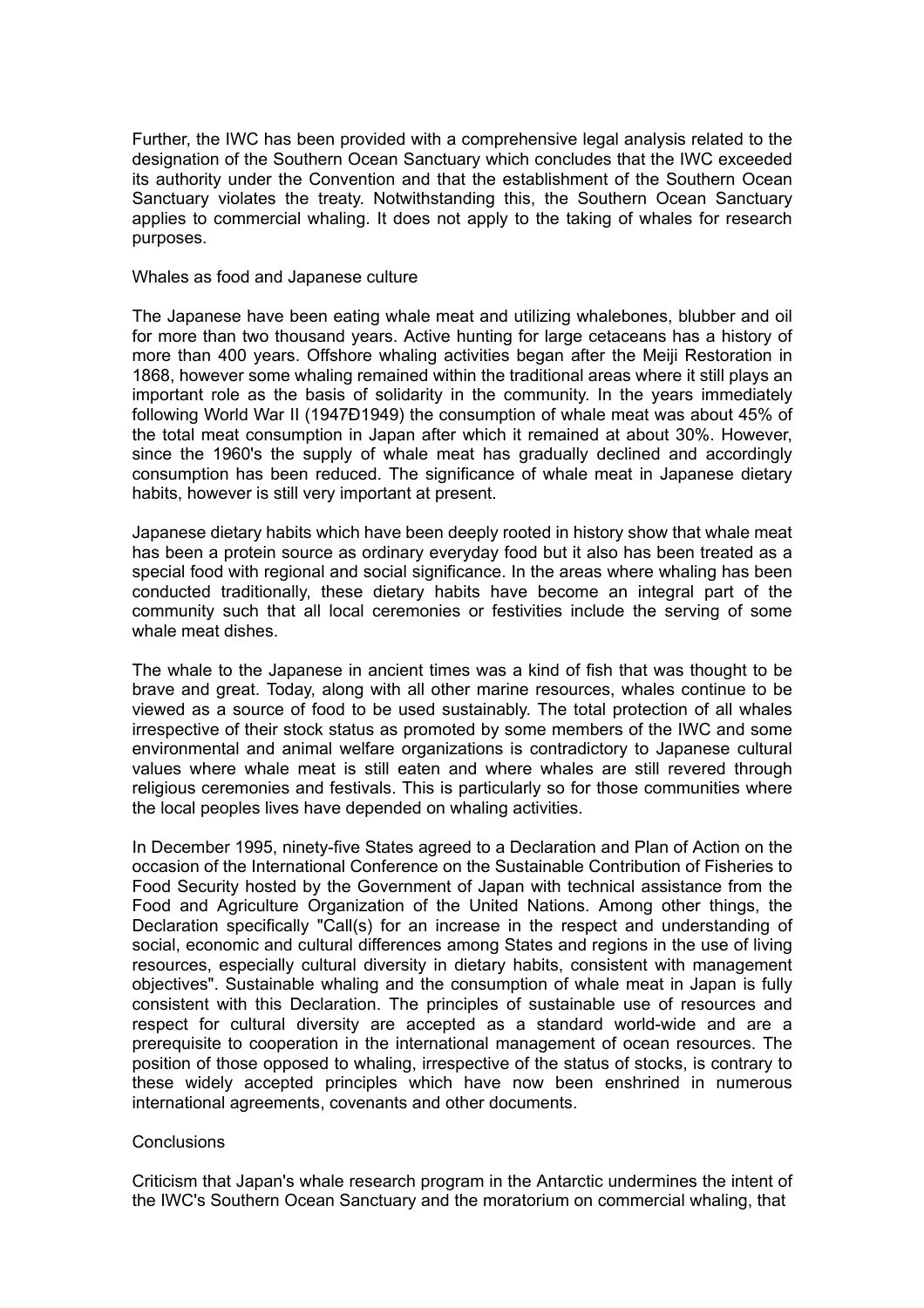Further, the IWC has been provided with a comprehensive legal analysis related to the designation of the Southern Ocean Sanctuary which concludes that the IWC exceeded its authority under the Convention and that the establishment of the Southern Ocean Sanctuary violates the treaty. Notwithstanding this, the Southern Ocean Sanctuary applies to commercial whaling. It does not apply to the taking of whales for research purposes.

## Whales as food and Japanese culture

The Japanese have been eating whale meat and utilizing whalebones, blubber and oil for more than two thousand years. Active hunting for large cetaceans has a history of more than 400 years. Offshore whaling activities began after the Meiji Restoration in 1868, however some whaling remained within the traditional areas where it still plays an important role as the basis of solidarity in the community. In the years immediately following World War II (1947Ð1949) the consumption of whale meat was about 45% of the total meat consumption in Japan after which it remained at about 30%. However, since the 1960's the supply of whale meat has gradually declined and accordingly consumption has been reduced. The significance of whale meat in Japanese dietary habits, however is still very important at present.

Japanese dietary habits which have been deeply rooted in history show that whale meat has been a protein source as ordinary everyday food but it also has been treated as a special food with regional and social significance. In the areas where whaling has been conducted traditionally, these dietary habits have become an integral part of the community such that all local ceremonies or festivities include the serving of some whale meat dishes.

The whale to the Japanese in ancient times was a kind of fish that was thought to be brave and great. Today, along with all other marine resources, whales continue to be viewed as a source of food to be used sustainably. The total protection of all whales irrespective of their stock status as promoted by some members of the IWC and some environmental and animal welfare organizations is contradictory to Japanese cultural values where whale meat is still eaten and where whales are still revered through religious ceremonies and festivals. This is particularly so for those communities where the local peoples lives have depended on whaling activities.

In December 1995, ninety-five States agreed to a Declaration and Plan of Action on the occasion of the International Conference on the Sustainable Contribution of Fisheries to Food Security hosted by the Government of Japan with technical assistance from the Food and Agriculture Organization of the United Nations. Among other things, the Declaration specifically "Call(s) for an increase in the respect and understanding of social, economic and cultural differences among States and regions in the use of living resources, especially cultural diversity in dietary habits, consistent with management objectives". Sustainable whaling and the consumption of whale meat in Japan is fully consistent with this Declaration. The principles of sustainable use of resources and respect for cultural diversity are accepted as a standard world-wide and are a prerequisite to cooperation in the international management of ocean resources. The position of those opposed to whaling, irrespective of the status of stocks, is contrary to these widely accepted principles which have now been enshrined in numerous international agreements, covenants and other documents.

## Conclusions

Criticism that Japan's whale research program in the Antarctic undermines the intent of the IWC's Southern Ocean Sanctuary and the moratorium on commercial whaling, that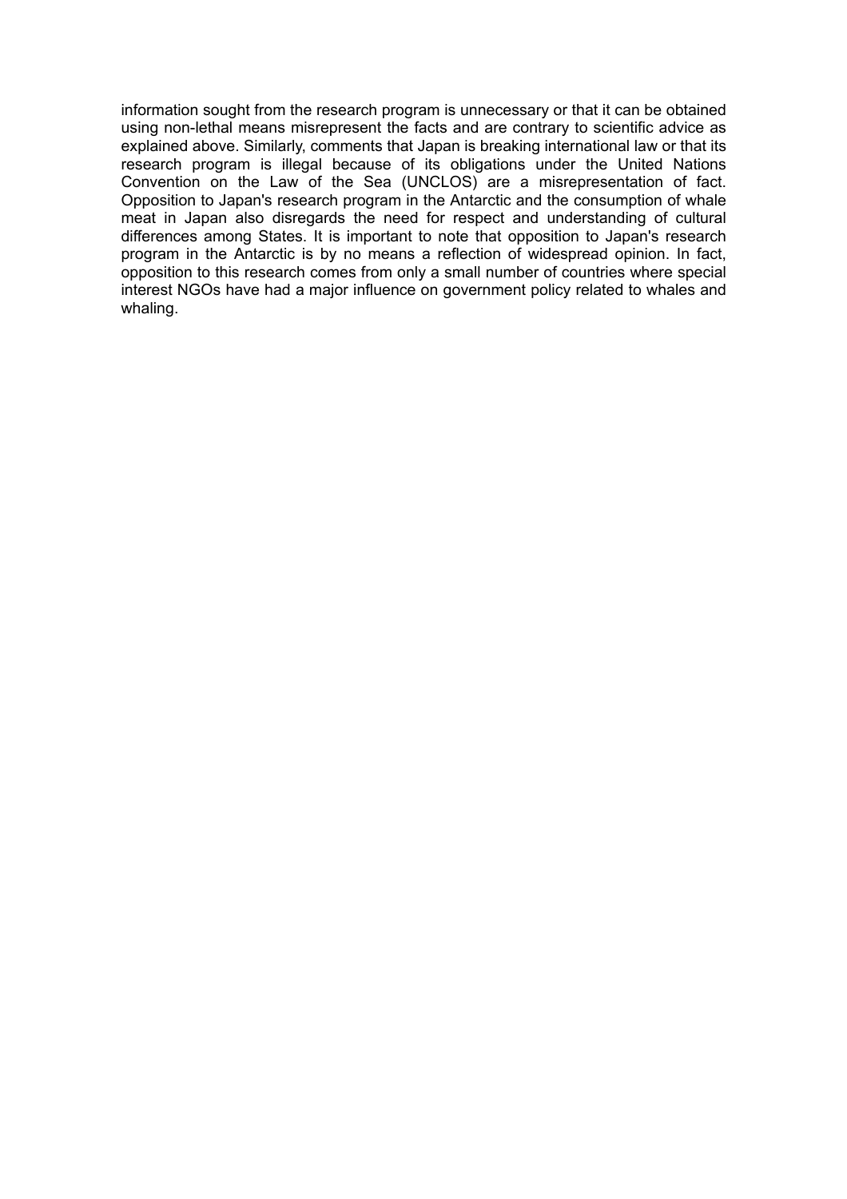information sought from the research program is unnecessary or that it can be obtained using non-lethal means misrepresent the facts and are contrary to scientific advice as explained above. Similarly, comments that Japan is breaking international law or that its research program is illegal because of its obligations under the United Nations Convention on the Law of the Sea (UNCLOS) are a misrepresentation of fact. Opposition to Japan's research program in the Antarctic and the consumption of whale meat in Japan also disregards the need for respect and understanding of cultural differences among States. It is important to note that opposition to Japan's research program in the Antarctic is by no means a reflection of widespread opinion. In fact, opposition to this research comes from only a small number of countries where special interest NGOs have had a major influence on government policy related to whales and whaling.